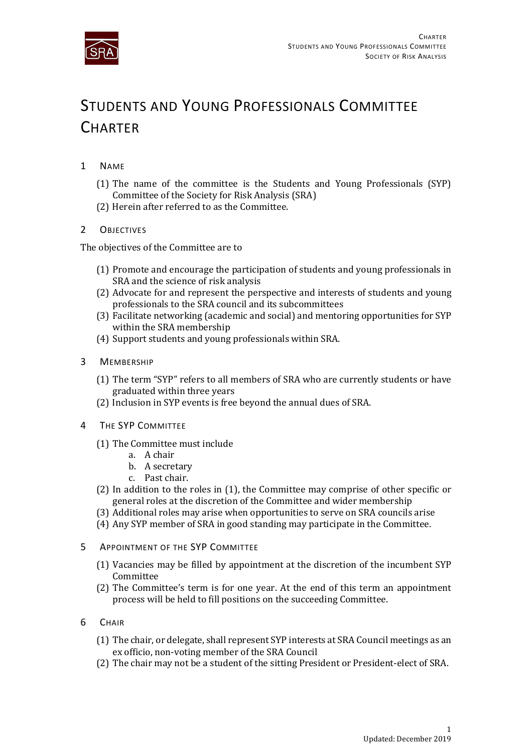# Students and Young Professionals Committee Charter

## 1 Name

(1) The name of the committee is the Students and Young Professionals (SYP) Committee of the Society for Risk Analysis (SRA)
(2) Herein after referred to as the Committee.

## 2 Objectives

The objectives of the Committee are to

(1) Promote and encourage the participation of students and young professionals in SRA and the science of risk analysis
(2) Advocate for and represent the perspective and interests of students and young professionals to the SRA council and its subcommittees
(3) Facilitate networking (academic and social) and mentoring opportunities for SYP within the SRA membership
(4) Support students and young professionals within SRA.

## 3 Membership

(1) The term "SYP" refers to all members of SRA who are currently students or have graduated within three years
(2) Inclusion in SYP events is free beyond the annual dues of SRA.

## 4 The SYP Committee

(1) The Committee must include
   a. A chair
   b. A secretary
   c. Past chair.
(2) In addition to the roles in (1), the Committee may comprise of other specific or general roles at the discretion of the Committee and wider membership
(3) Additional roles may arise when opportunities to serve on SRA councils arise
(4) Any SYP member of SRA in good standing may participate in the Committee.

## 5 Appointment of the SYP Committee

(1) Vacancies may be filled by appointment at the discretion of the incumbent SYP Committee
(2) The Committee's term is for one year. At the end of this term an appointment process will be held to fill positions on the succeeding Committee.

## 6 Chair

(1) The chair, or delegate, shall represent SYP interests at SRA Council meetings as an ex officio, non-voting member of the SRA Council
(2) The chair may not be a student of the sitting President or President-elect of SRA.

Updated: December 2019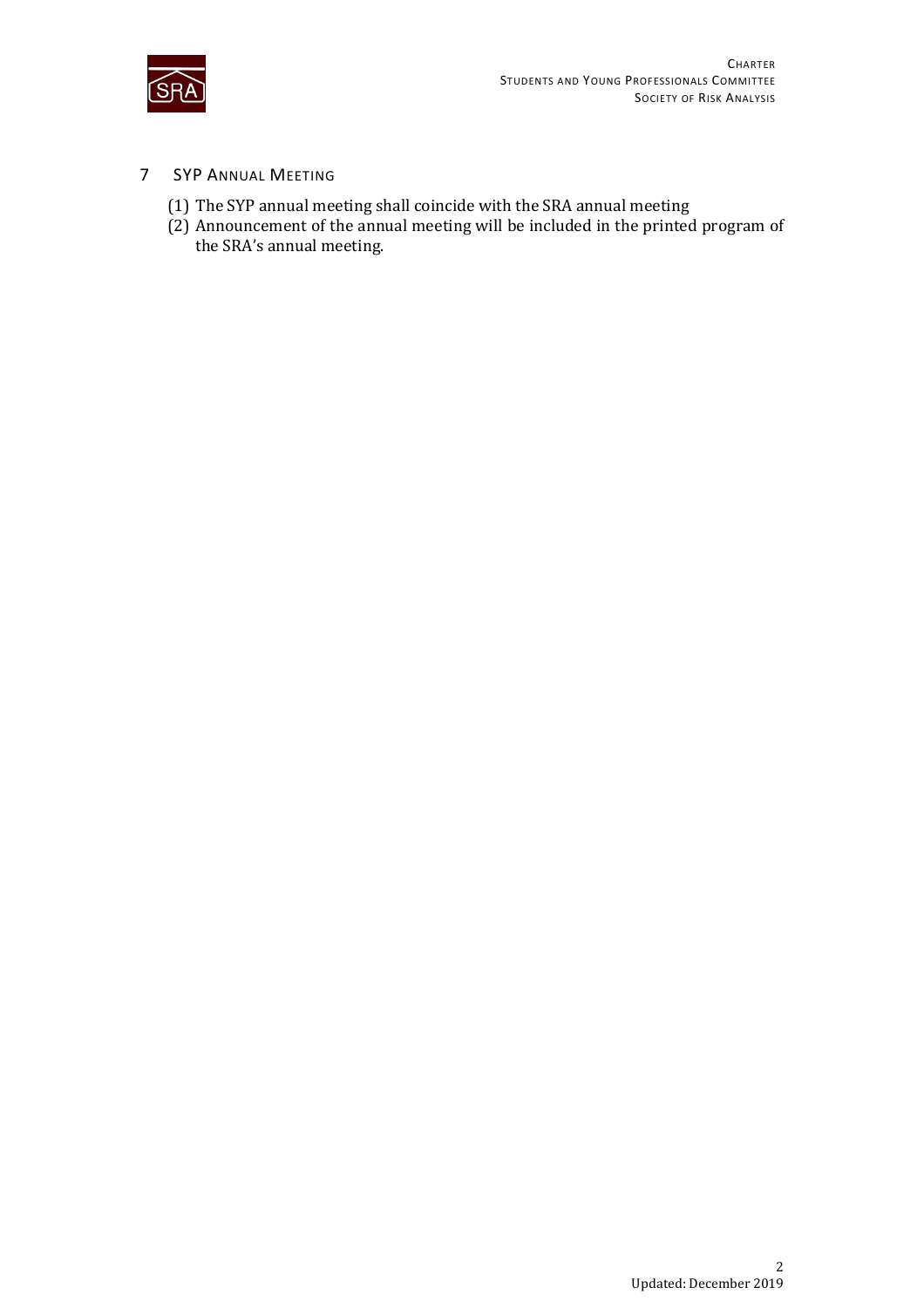## 7 SYP Annual Meeting

(1) The SYP annual meeting shall coincide with the SRA annual meeting
(2) Announcement of the annual meeting will be included in the printed program of the SRA's annual meeting.